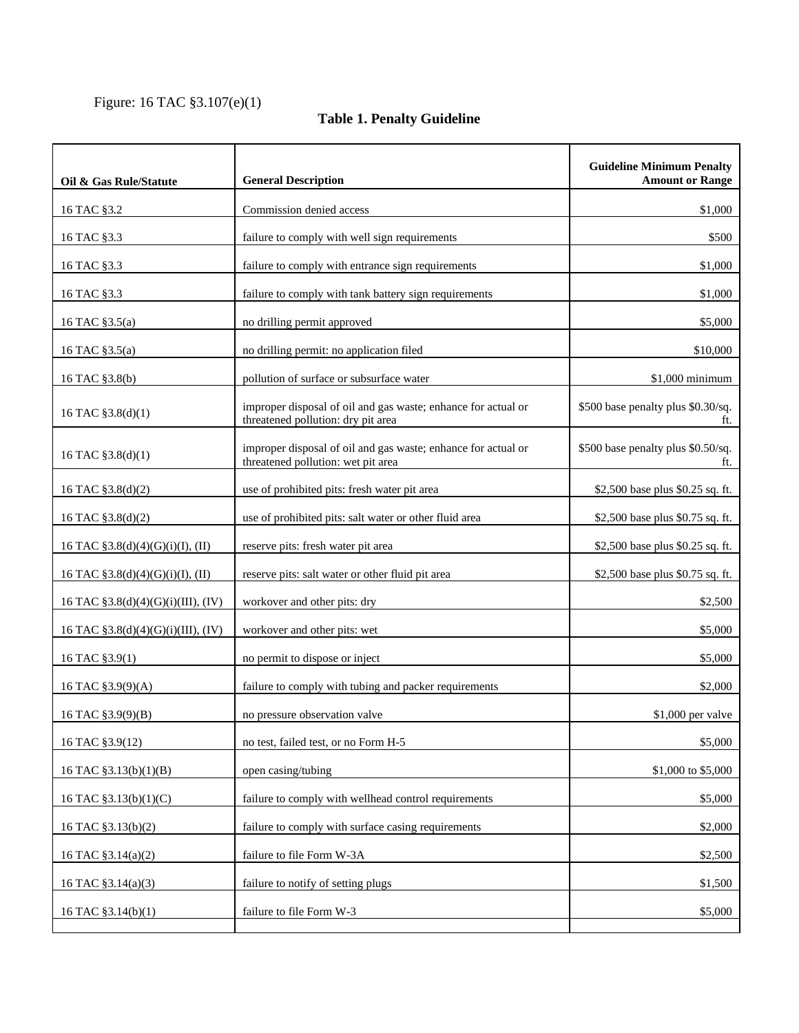Figure: 16 TAC §3.107(e)(1)

## Table 1. Penalty Guideline

| Oil & Gas Rule/Statute | General Description | Guideline Minimum Penalty Amount or Range |
|---|---|---|
| 16 TAC §3.2 | Commission denied access | $1,000 |
| 16 TAC §3.3 | failure to comply with well sign requirements | $500 |
| 16 TAC §3.3 | failure to comply with entrance sign requirements | $1,000 |
| 16 TAC §3.3 | failure to comply with tank battery sign requirements | $1,000 |
| 16 TAC §3.5(a) | no drilling permit approved | $5,000 |
| 16 TAC §3.5(a) | no drilling permit: no application filed | $10,000 |
| 16 TAC §3.8(b) | pollution of surface or subsurface water | $1,000 minimum |
| 16 TAC §3.8(d)(1) | improper disposal of oil and gas waste; enhance for actual or threatened pollution: dry pit area | $500 base penalty plus $0.30/sq. ft. |
| 16 TAC §3.8(d)(1) | improper disposal of oil and gas waste; enhance for actual or threatened pollution: wet pit area | $500 base penalty plus $0.50/sq. ft. |
| 16 TAC §3.8(d)(2) | use of prohibited pits: fresh water pit area | $2,500 base plus $0.25 sq. ft. |
| 16 TAC §3.8(d)(2) | use of prohibited pits: salt water or other fluid area | $2,500 base plus $0.75 sq. ft. |
| 16 TAC §3.8(d)(4)(G)(i)(I), (II) | reserve pits: fresh water pit area | $2,500 base plus $0.25 sq. ft. |
| 16 TAC §3.8(d)(4)(G)(i)(I), (II) | reserve pits: salt water or other fluid pit area | $2,500 base plus $0.75 sq. ft. |
| 16 TAC §3.8(d)(4)(G)(i)(III), (IV) | workover and other pits: dry | $2,500 |
| 16 TAC §3.8(d)(4)(G)(i)(III), (IV) | workover and other pits: wet | $5,000 |
| 16 TAC §3.9(1) | no permit to dispose or inject | $5,000 |
| 16 TAC §3.9(9)(A) | failure to comply with tubing and packer requirements | $2,000 |
| 16 TAC §3.9(9)(B) | no pressure observation valve | $1,000 per valve |
| 16 TAC §3.9(12) | no test, failed test, or no Form H-5 | $5,000 |
| 16 TAC §3.13(b)(1)(B) | open casing/tubing | $1,000 to $5,000 |
| 16 TAC §3.13(b)(1)(C) | failure to comply with wellhead control requirements | $5,000 |
| 16 TAC §3.13(b)(2) | failure to comply with surface casing requirements | $2,000 |
| 16 TAC §3.14(a)(2) | failure to file Form W-3A | $2,500 |
| 16 TAC §3.14(a)(3) | failure to notify of setting plugs | $1,500 |
| 16 TAC §3.14(b)(1) | failure to file Form W-3 | $5,000 |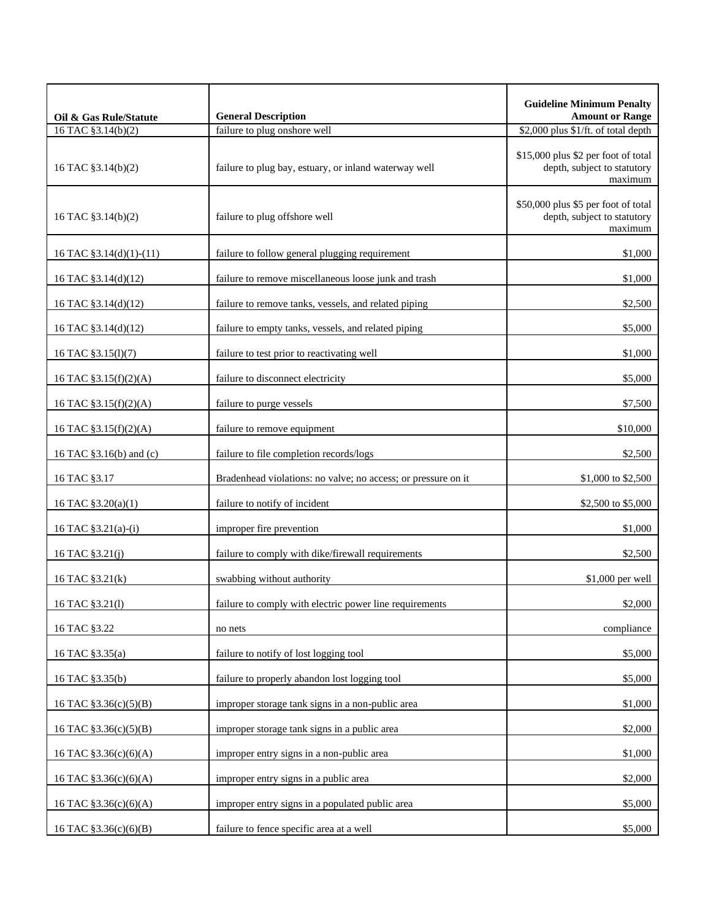| Oil & Gas Rule/Statute | General Description | Guideline Minimum Penalty Amount or Range |
|---|---|---|
| 16 TAC §3.14(b)(2) | failure to plug onshore well | $2,000 plus $1/ft. of total depth |
| 16 TAC §3.14(b)(2) | failure to plug bay, estuary, or inland waterway well | $15,000 plus $2 per foot of total depth, subject to statutory maximum |
| 16 TAC §3.14(b)(2) | failure to plug offshore well | $50,000 plus $5 per foot of total depth, subject to statutory maximum |
| 16 TAC §3.14(d)(1)-(11) | failure to follow general plugging requirement | $1,000 |
| 16 TAC §3.14(d)(12) | failure to remove miscellaneous loose junk and trash | $1,000 |
| 16 TAC §3.14(d)(12) | failure to remove tanks, vessels, and related piping | $2,500 |
| 16 TAC §3.14(d)(12) | failure to empty tanks, vessels, and related piping | $5,000 |
| 16 TAC §3.15(l)(7) | failure to test prior to reactivating well | $1,000 |
| 16 TAC §3.15(f)(2)(A) | failure to disconnect electricity | $5,000 |
| 16 TAC §3.15(f)(2)(A) | failure to purge vessels | $7,500 |
| 16 TAC §3.15(f)(2)(A) | failure to remove equipment | $10,000 |
| 16 TAC §3.16(b) and (c) | failure to file completion records/logs | $2,500 |
| 16 TAC §3.17 | Bradenhead violations: no valve; no access; or pressure on it | $1,000 to $2,500 |
| 16 TAC §3.20(a)(1) | failure to notify of incident | $2,500 to $5,000 |
| 16 TAC §3.21(a)-(i) | improper fire prevention | $1,000 |
| 16 TAC §3.21(j) | failure to comply with dike/firewall requirements | $2,500 |
| 16 TAC §3.21(k) | swabbing without authority | $1,000 per well |
| 16 TAC §3.21(l) | failure to comply with electric power line requirements | $2,000 |
| 16 TAC §3.22 | no nets | compliance |
| 16 TAC §3.35(a) | failure to notify of lost logging tool | $5,000 |
| 16 TAC §3.35(b) | failure to properly abandon lost logging tool | $5,000 |
| 16 TAC §3.36(c)(5)(B) | improper storage tank signs in a non-public area | $1,000 |
| 16 TAC §3.36(c)(5)(B) | improper storage tank signs in a public area | $2,000 |
| 16 TAC §3.36(c)(6)(A) | improper entry signs in a non-public area | $1,000 |
| 16 TAC §3.36(c)(6)(A) | improper entry signs in a public area | $2,000 |
| 16 TAC §3.36(c)(6)(A) | improper entry signs in a populated public area | $5,000 |
| 16 TAC §3.36(c)(6)(B) | failure to fence specific area at a well | $5,000 |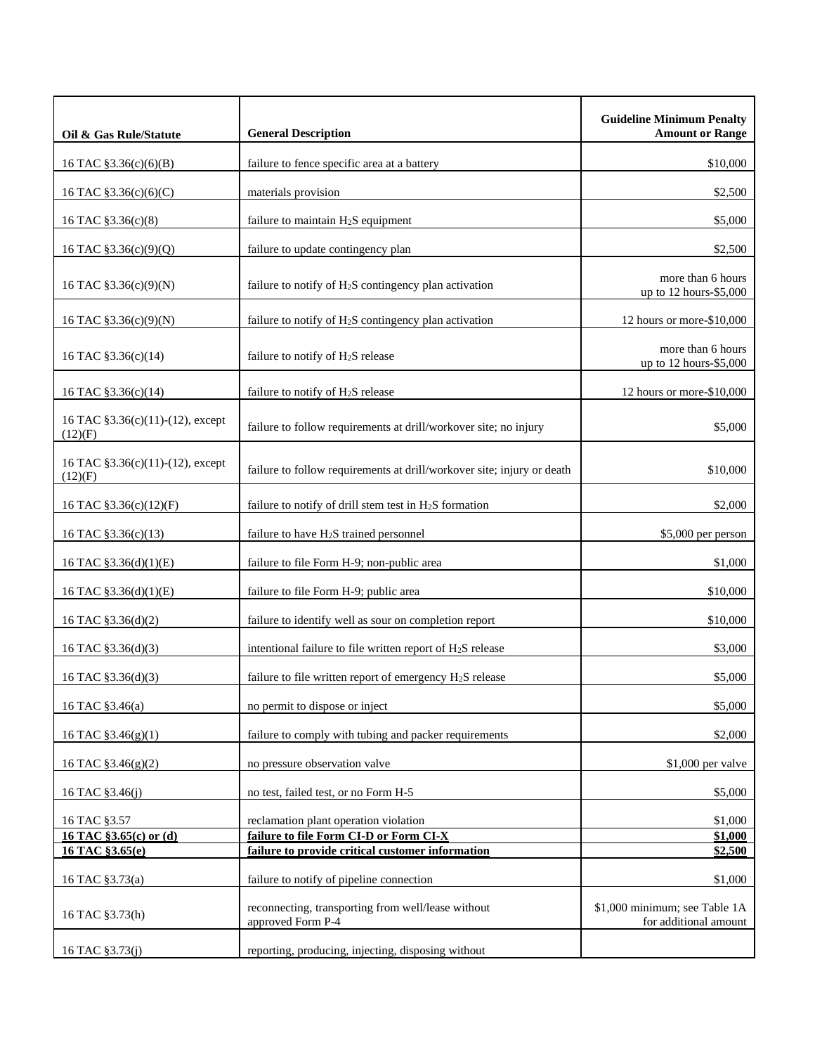| Oil & Gas Rule/Statute | General Description | Guideline Minimum Penalty Amount or Range |
|---|---|---|
| 16 TAC §3.36(c)(6)(B) | failure to fence specific area at a battery | $10,000 |
| 16 TAC §3.36(c)(6)(C) | materials provision | $2,500 |
| 16 TAC §3.36(c)(8) | failure to maintain $H_2S$ equipment | $5,000 |
| 16 TAC §3.36(c)(9)(Q) | failure to update contingency plan | $2,500 |
| 16 TAC §3.36(c)(9)(N) | failure to notify of $H_2S$ contingency plan activation | more than 6 hours up to 12 hours-$5,000 |
| 16 TAC §3.36(c)(9)(N) | failure to notify of $H_2S$ contingency plan activation | 12 hours or more-$10,000 |
| 16 TAC §3.36(c)(14) | failure to notify of $H_2S$ release | more than 6 hours up to 12 hours-$5,000 |
| 16 TAC §3.36(c)(14) | failure to notify of $H_2S$ release | 12 hours or more-$10,000 |
| 16 TAC §3.36(c)(11)-(12), except (12)(F) | failure to follow requirements at drill/workover site; no injury | $5,000 |
| 16 TAC §3.36(c)(11)-(12), except (12)(F) | failure to follow requirements at drill/workover site; injury or death | $10,000 |
| 16 TAC §3.36(c)(12)(F) | failure to notify of drill stem test in $H_2S$ formation | $2,000 |
| 16 TAC §3.36(c)(13) | failure to have $H_2S$ trained personnel | $5,000 per person |
| 16 TAC §3.36(d)(1)(E) | failure to file Form H-9; non-public area | $1,000 |
| 16 TAC §3.36(d)(1)(E) | failure to file Form H-9; public area | $10,000 |
| 16 TAC §3.36(d)(2) | failure to identify well as sour on completion report | $10,000 |
| 16 TAC §3.36(d)(3) | intentional failure to file written report of $H_2S$ release | $3,000 |
| 16 TAC §3.36(d)(3) | failure to file written report of emergency $H_2S$ release | $5,000 |
| 16 TAC §3.46(a) | no permit to dispose or inject | $5,000 |
| 16 TAC §3.46(g)(1) | failure to comply with tubing and packer requirements | $2,000 |
| 16 TAC §3.46(g)(2) | no pressure observation valve | $1,000 per valve |
| 16 TAC §3.46(j) | no test, failed test, or no Form H-5 | $5,000 |
| 16 TAC §3.57 | reclamation plant operation violation | $1,000 |
| **16 TAC §3.65(c) or (d)** | **failure to file Form CI-D or Form CI-X** | **$1,000** |
| **16 TAC §3.65(e)** | **failure to provide critical customer information** | **$2,500** |
| 16 TAC §3.73(a) | failure to notify of pipeline connection | $1,000 |
| 16 TAC §3.73(h) | reconnecting, transporting from well/lease without approved Form P-4 | $1,000 minimum; see Table 1A for additional amount |
| 16 TAC §3.73(j) | reporting, producing, injecting, disposing without | |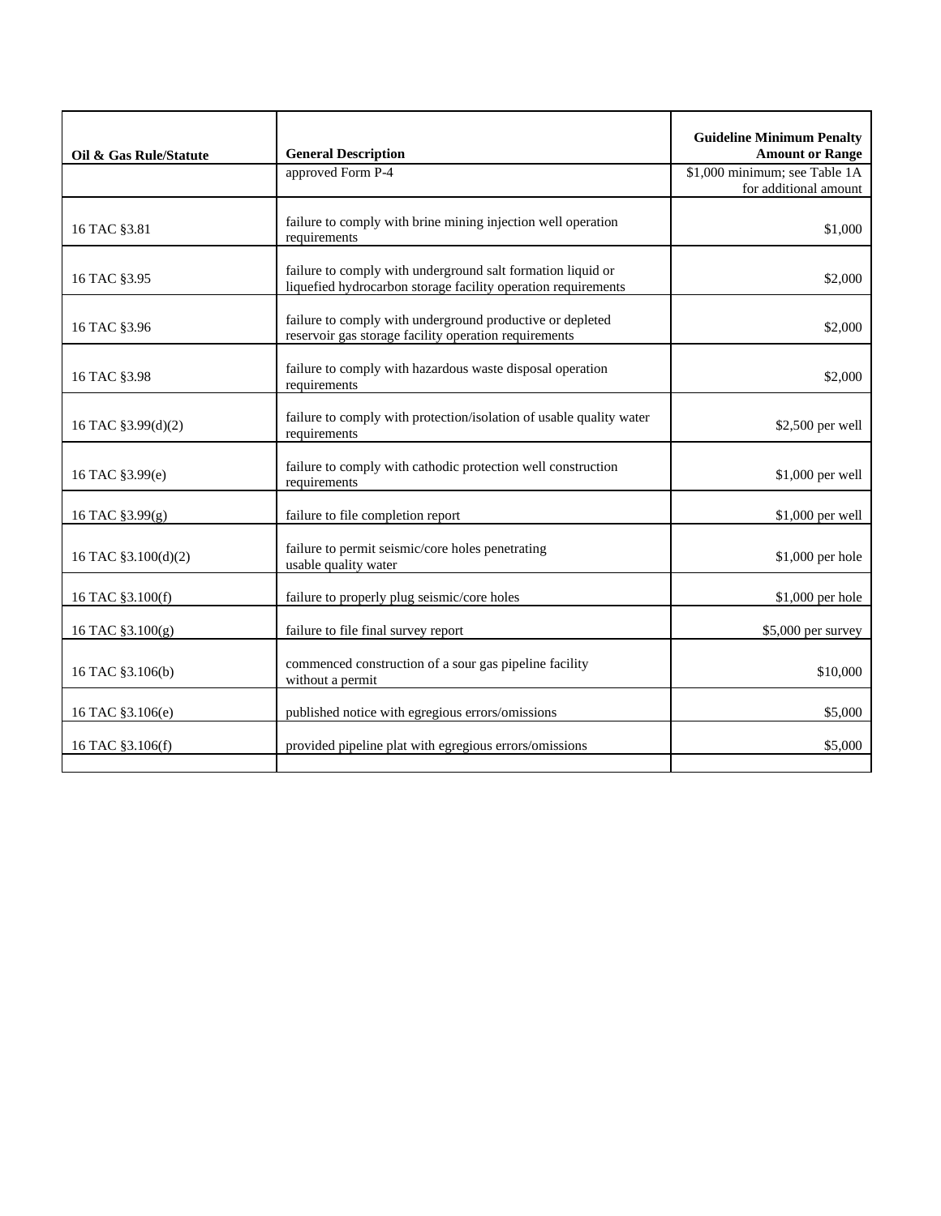| Oil & Gas Rule/Statute | General Description | Guideline Minimum Penalty Amount or Range |
|---|---|---|
| | approved Form P-4 | $1,000 minimum; see Table 1A for additional amount |
| 16 TAC §3.81 | failure to comply with brine mining injection well operation requirements | $1,000 |
| 16 TAC §3.95 | failure to comply with underground salt formation liquid or liquefied hydrocarbon storage facility operation requirements | $2,000 |
| 16 TAC §3.96 | failure to comply with underground productive or depleted reservoir gas storage facility operation requirements | $2,000 |
| 16 TAC §3.98 | failure to comply with hazardous waste disposal operation requirements | $2,000 |
| 16 TAC §3.99(d)(2) | failure to comply with protection/isolation of usable quality water requirements | $2,500 per well |
| 16 TAC §3.99(e) | failure to comply with cathodic protection well construction requirements | $1,000 per well |
| 16 TAC §3.99(g) | failure to file completion report | $1,000 per well |
| 16 TAC §3.100(d)(2) | failure to permit seismic/core holes penetrating usable quality water | $1,000 per hole |
| 16 TAC §3.100(f) | failure to properly plug seismic/core holes | $1,000 per hole |
| 16 TAC §3.100(g) | failure to file final survey report | $5,000 per survey |
| 16 TAC §3.106(b) | commenced construction of a sour gas pipeline facility without a permit | $10,000 |
| 16 TAC §3.106(e) | published notice with egregious errors/omissions | $5,000 |
| 16 TAC §3.106(f) | provided pipeline plat with egregious errors/omissions | $5,000 |
| | | |